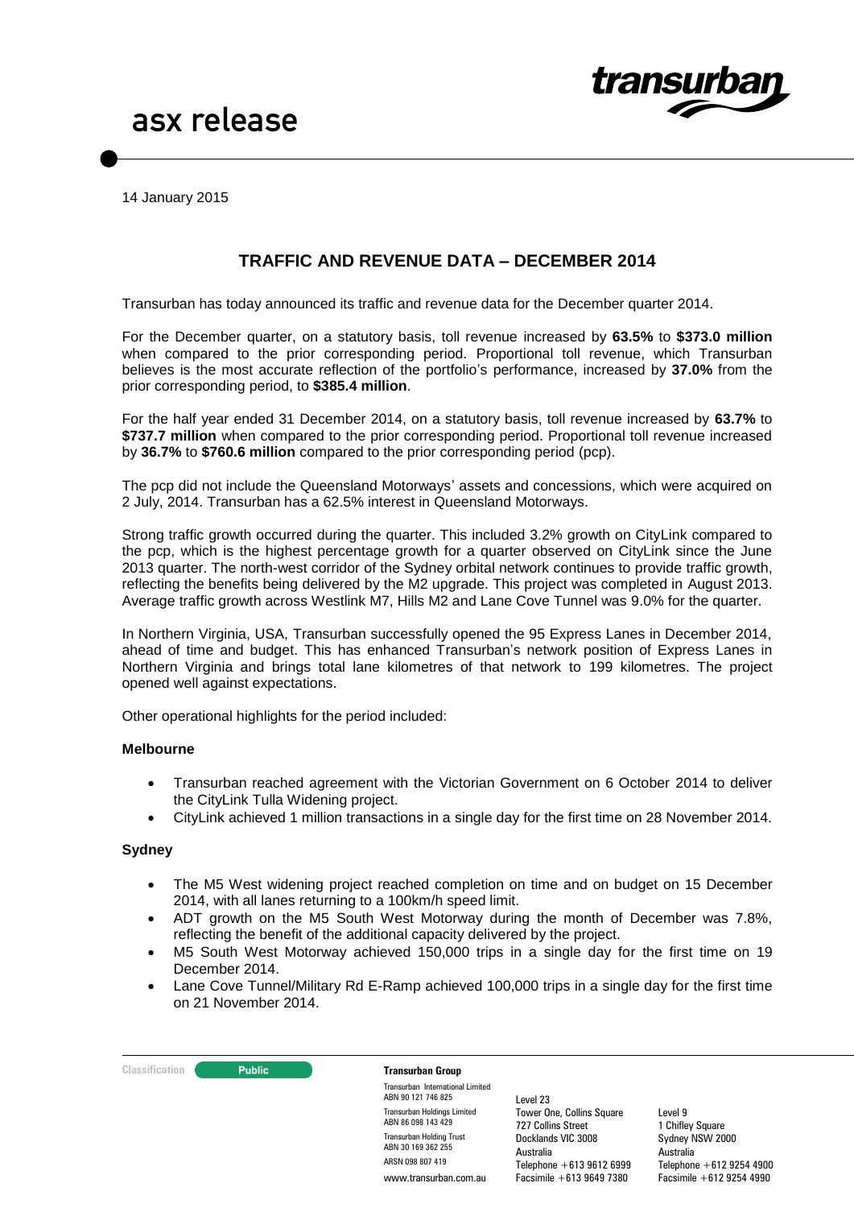# asx release

14 January 2015

## TRAFFIC AND REVENUE DATA – DECEMBER 2014

Transurban has today announced its traffic and revenue data for the December quarter 2014.

For the December quarter, on a statutory basis, toll revenue increased by **63.5%** to **$373.0 million** when compared to the prior corresponding period. Proportional toll revenue, which Transurban believes is the most accurate reflection of the portfolio's performance, increased by **37.0%** from the prior corresponding period, to **$385.4 million**.

For the half year ended 31 December 2014, on a statutory basis, toll revenue increased by **63.7%** to **$737.7 million** when compared to the prior corresponding period. Proportional toll revenue increased by **36.7%** to **$760.6 million** compared to the prior corresponding period (pcp).

The pcp did not include the Queensland Motorways' assets and concessions, which were acquired on 2 July, 2014. Transurban has a 62.5% interest in Queensland Motorways.

Strong traffic growth occurred during the quarter. This included 3.2% growth on CityLink compared to the pcp, which is the highest percentage growth for a quarter observed on CityLink since the June 2013 quarter. The north-west corridor of the Sydney orbital network continues to provide traffic growth, reflecting the benefits being delivered by the M2 upgrade. This project was completed in August 2013. Average traffic growth across Westlink M7, Hills M2 and Lane Cove Tunnel was 9.0% for the quarter.

In Northern Virginia, USA, Transurban successfully opened the 95 Express Lanes in December 2014, ahead of time and budget. This has enhanced Transurban's network position of Express Lanes in Northern Virginia and brings total lane kilometres of that network to 199 kilometres. The project opened well against expectations.

Other operational highlights for the period included:

**Melbourne**

- Transurban reached agreement with the Victorian Government on 6 October 2014 to deliver the CityLink Tulla Widening project.
- CityLink achieved 1 million transactions in a single day for the first time on 28 November 2014.

**Sydney**

- The M5 West widening project reached completion on time and on budget on 15 December 2014, with all lanes returning to a 100km/h speed limit.
- ADT growth on the M5 South West Motorway during the month of December was 7.8%, reflecting the benefit of the additional capacity delivered by the project.
- M5 South West Motorway achieved 150,000 trips in a single day for the first time on 19 December 2014.
- Lane Cove Tunnel/Military Rd E-Ramp achieved 100,000 trips in a single day for the first time on 21 November 2014.

Classification: Public

**Transurban Group**

Transurban International Limited ABN 90 121 746 825
Transurban Holdings Limited ABN 86 098 143 429
Transurban Holding Trust ABN 30 169 362 255
ARSN 098 807 419
www.transurban.com.au

Level 23
Tower One, Collins Square
727 Collins Street
Docklands VIC 3008
Australia
Telephone +613 9612 6999
Facsimile +613 9649 7380

Level 9
1 Chifley Square
Sydney NSW 2000
Australia
Telephone +612 9254 4900
Facsimile +612 9254 4990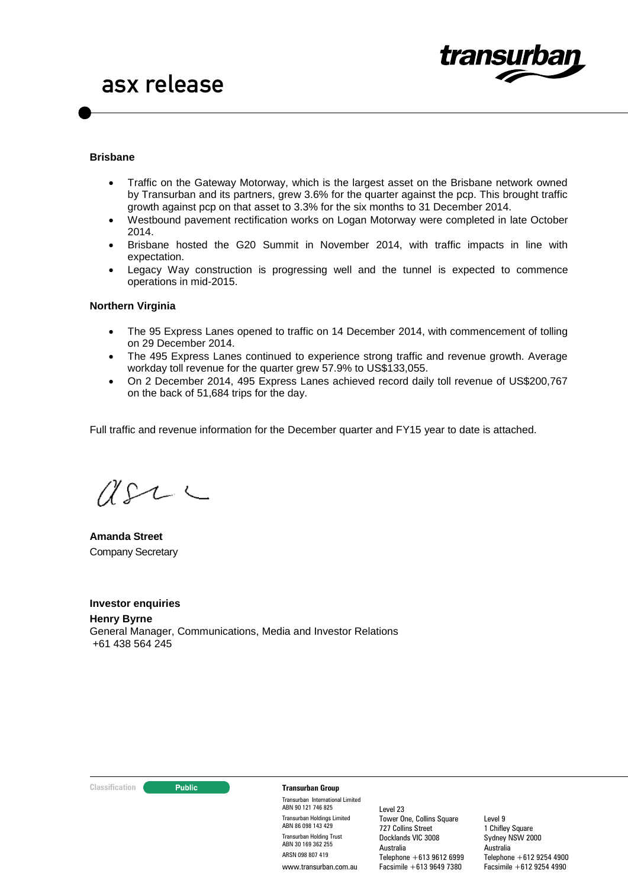**Brisbane**

- Traffic on the Gateway Motorway, which is the largest asset on the Brisbane network owned by Transurban and its partners, grew 3.6% for the quarter against the pcp. This brought traffic growth against pcp on that asset to 3.3% for the six months to 31 December 2014.
- Westbound pavement rectification works on Logan Motorway were completed in late October 2014.
- Brisbane hosted the G20 Summit in November 2014, with traffic impacts in line with expectation.
- Legacy Way construction is progressing well and the tunnel is expected to commence operations in mid-2015.

**Northern Virginia**

- The 95 Express Lanes opened to traffic on 14 December 2014, with commencement of tolling on 29 December 2014.
- The 495 Express Lanes continued to experience strong traffic and revenue growth. Average workday toll revenue for the quarter grew 57.9% to US$133,055.
- On 2 December 2014, 495 Express Lanes achieved record daily toll revenue of US$200,767 on the back of 51,684 trips for the day.

Full traffic and revenue information for the December quarter and FY15 year to date is attached.

**Amanda Street**
Company Secretary

**Investor enquiries**
**Henry Byrne**
General Manager, Communications, Media and Investor Relations
+61 438 564 245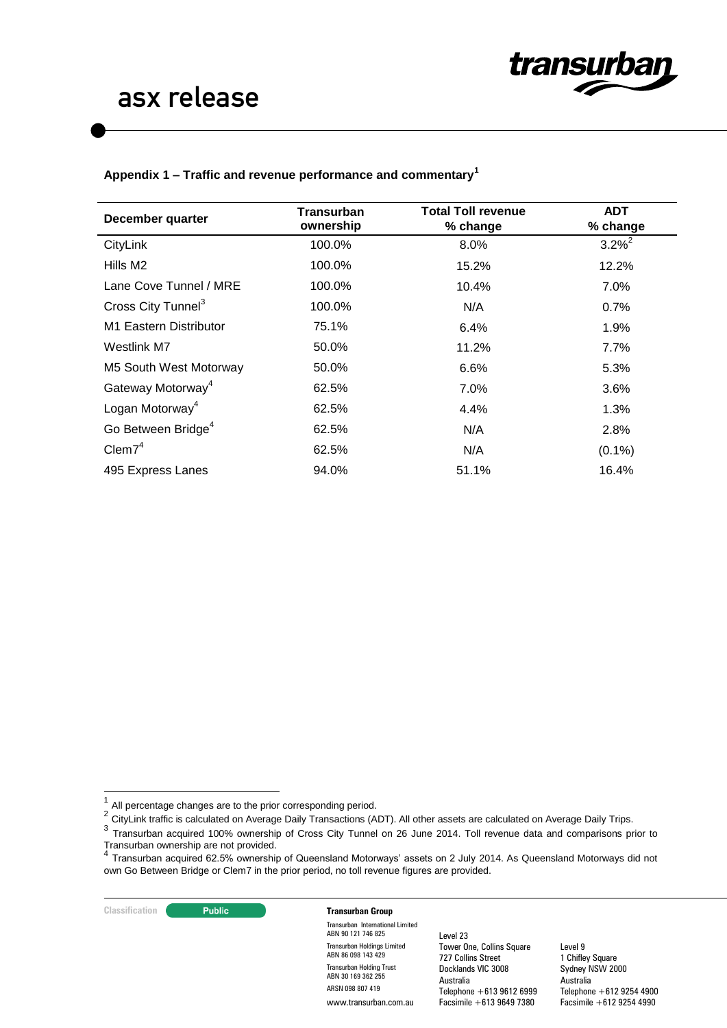## Appendix 1 – Traffic and revenue performance and commentary[1]

| December quarter | Transurban ownership | Total Toll revenue % change | ADT % change |
|---|---|---|---|
| CityLink | 100.0% | 8.0% | 3.2%[2] |
| Hills M2 | 100.0% | 15.2% | 12.2% |
| Lane Cove Tunnel / MRE | 100.0% | 10.4% | 7.0% |
| Cross City Tunnel[3] | 100.0% | N/A | 0.7% |
| M1 Eastern Distributor | 75.1% | 6.4% | 1.9% |
| Westlink M7 | 50.0% | 11.2% | 7.7% |
| M5 South West Motorway | 50.0% | 6.6% | 5.3% |
| Gateway Motorway[4] | 62.5% | 7.0% | 3.6% |
| Logan Motorway[4] | 62.5% | 4.4% | 1.3% |
| Go Between Bridge[4] | 62.5% | N/A | 2.8% |
| Clem7[4] | 62.5% | N/A | (0.1%) |
| 495 Express Lanes | 94.0% | 51.1% | 16.4% |

[1] All percentage changes are to the prior corresponding period.

[2] CityLink traffic is calculated on Average Daily Transactions (ADT). All other assets are calculated on Average Daily Trips.

[3] Transurban acquired 100% ownership of Cross City Tunnel on 26 June 2014. Toll revenue data and comparisons prior to Transurban ownership are not provided.

[4] Transurban acquired 62.5% ownership of Queensland Motorways' assets on 2 July 2014. As Queensland Motorways did not own Go Between Bridge or Clem7 in the prior period, no toll revenue figures are provided.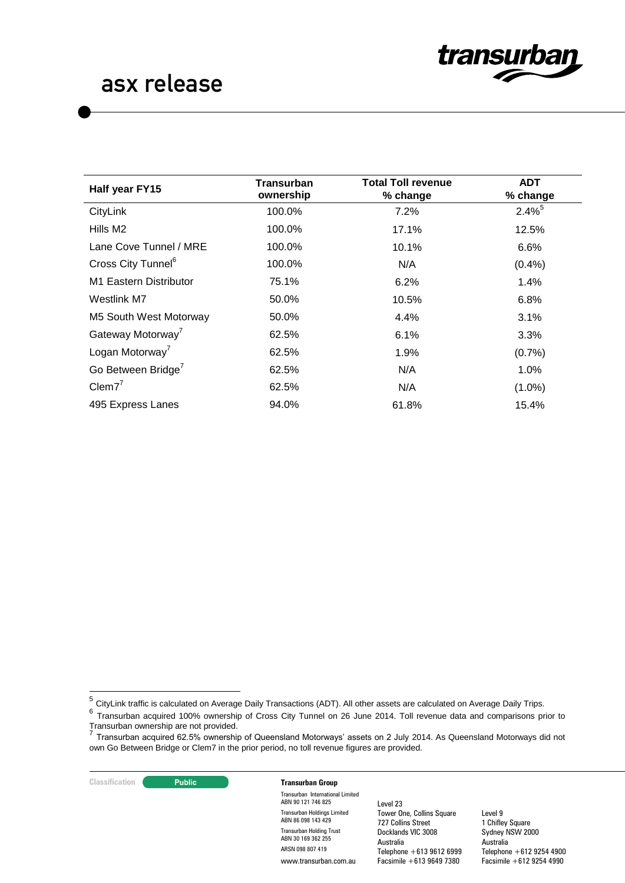| Half year FY15 | Transurban ownership | Total Toll revenue % change | ADT % change |
|---|---|---|---|
| CityLink | 100.0% | 7.2% | 2.4%[5] |
| Hills M2 | 100.0% | 17.1% | 12.5% |
| Lane Cove Tunnel / MRE | 100.0% | 10.1% | 6.6% |
| Cross City Tunnel[6] | 100.0% | N/A | (0.4%) |
| M1 Eastern Distributor | 75.1% | 6.2% | 1.4% |
| Westlink M7 | 50.0% | 10.5% | 6.8% |
| M5 South West Motorway | 50.0% | 4.4% | 3.1% |
| Gateway Motorway[7] | 62.5% | 6.1% | 3.3% |
| Logan Motorway[7] | 62.5% | 1.9% | (0.7%) |
| Go Between Bridge[7] | 62.5% | N/A | 1.0% |
| Clem7[7] | 62.5% | N/A | (1.0%) |
| 495 Express Lanes | 94.0% | 61.8% | 15.4% |

[5] CityLink traffic is calculated on Average Daily Transactions (ADT). All other assets are calculated on Average Daily Trips.

[6] Transurban acquired 100% ownership of Cross City Tunnel on 26 June 2014. Toll revenue data and comparisons prior to Transurban ownership are not provided.

[7] Transurban acquired 62.5% ownership of Queensland Motorways' assets on 2 July 2014. As Queensland Motorways did not own Go Between Bridge or Clem7 in the prior period, no toll revenue figures are provided.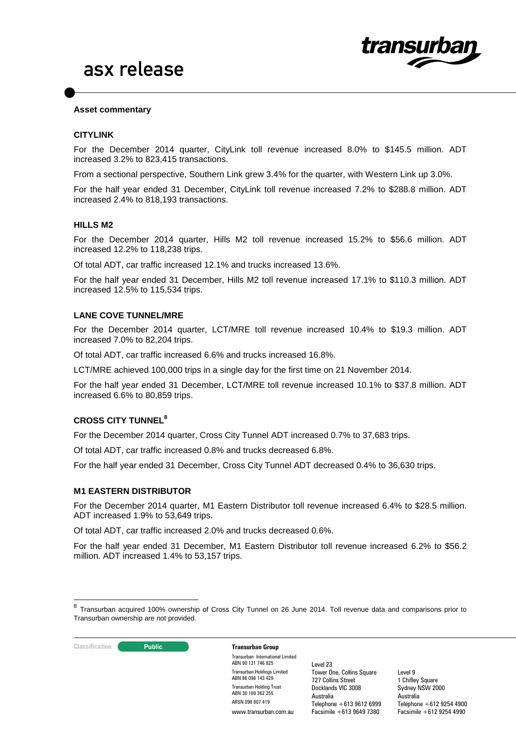**Asset commentary**

### CITYLINK

For the December 2014 quarter, CityLink toll revenue increased 8.0% to $145.5 million. ADT increased 3.2% to 823,415 transactions.

From a sectional perspective, Southern Link grew 3.4% for the quarter, with Western Link up 3.0%.

For the half year ended 31 December, CityLink toll revenue increased 7.2% to $288.8 million. ADT increased 2.4% to 818,193 transactions.

### HILLS M2

For the December 2014 quarter, Hills M2 toll revenue increased 15.2% to $56.6 million. ADT increased 12.2% to 118,238 trips.

Of total ADT, car traffic increased 12.1% and trucks increased 13.6%.

For the half year ended 31 December, Hills M2 toll revenue increased 17.1% to $110.3 million. ADT increased 12.5% to 115,534 trips.

### LANE COVE TUNNEL/MRE

For the December 2014 quarter, LCT/MRE toll revenue increased 10.4% to $19.3 million. ADT increased 7.0% to 82,204 trips.

Of total ADT, car traffic increased 6.6% and trucks increased 16.8%.

LCT/MRE achieved 100,000 trips in a single day for the first time on 21 November 2014.

For the half year ended 31 December, LCT/MRE toll revenue increased 10.1% to $37.8 million. ADT increased 6.6% to 80,859 trips.

### CROSS CITY TUNNEL[8]

For the December 2014 quarter, Cross City Tunnel ADT increased 0.7% to 37,683 trips.

Of total ADT, car traffic increased 0.8% and trucks decreased 6.8%.

For the half year ended 31 December, Cross City Tunnel ADT decreased 0.4% to 36,630 trips.

### M1 EASTERN DISTRIBUTOR

For the December 2014 quarter, M1 Eastern Distributor toll revenue increased 6.4% to $28.5 million. ADT increased 1.9% to 53,649 trips.

Of total ADT, car traffic increased 2.0% and trucks decreased 0.6%.

For the half year ended 31 December, M1 Eastern Distributor toll revenue increased 6.2% to $56.2 million. ADT increased 1.4% to 53,157 trips.

---

[8] Transurban acquired 100% ownership of Cross City Tunnel on 26 June 2014. Toll revenue data and comparisons prior to Transurban ownership are not provided.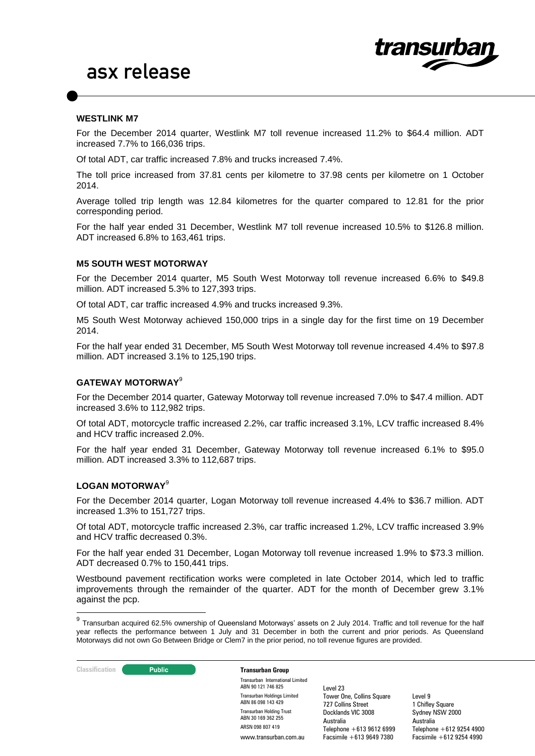### WESTLINK M7

For the December 2014 quarter, Westlink M7 toll revenue increased 11.2% to $64.4 million. ADT increased 7.7% to 166,036 trips.

Of total ADT, car traffic increased 7.8% and trucks increased 7.4%.

The toll price increased from 37.81 cents per kilometre to 37.98 cents per kilometre on 1 October 2014.

Average tolled trip length was 12.84 kilometres for the quarter compared to 12.81 for the prior corresponding period.

For the half year ended 31 December, Westlink M7 toll revenue increased 10.5% to $126.8 million. ADT increased 6.8% to 163,461 trips.

### M5 SOUTH WEST MOTORWAY

For the December 2014 quarter, M5 South West Motorway toll revenue increased 6.6% to $49.8 million. ADT increased 5.3% to 127,393 trips.

Of total ADT, car traffic increased 4.9% and trucks increased 9.3%.

M5 South West Motorway achieved 150,000 trips in a single day for the first time on 19 December 2014.

For the half year ended 31 December, M5 South West Motorway toll revenue increased 4.4% to $97.8 million. ADT increased 3.1% to 125,190 trips.

### GATEWAY MOTORWAY[9]

For the December 2014 quarter, Gateway Motorway toll revenue increased 7.0% to $47.4 million. ADT increased 3.6% to 112,982 trips.

Of total ADT, motorcycle traffic increased 2.2%, car traffic increased 3.1%, LCV traffic increased 8.4% and HCV traffic increased 2.0%.

For the half year ended 31 December, Gateway Motorway toll revenue increased 6.1% to $95.0 million. ADT increased 3.3% to 112,687 trips.

### LOGAN MOTORWAY[9]

For the December 2014 quarter, Logan Motorway toll revenue increased 4.4% to $36.7 million. ADT increased 1.3% to 151,727 trips.

Of total ADT, motorcycle traffic increased 2.3%, car traffic increased 1.2%, LCV traffic increased 3.9% and HCV traffic decreased 0.3%.

For the half year ended 31 December, Logan Motorway toll revenue increased 1.9% to $73.3 million. ADT decreased 0.7% to 150,441 trips.

Westbound pavement rectification works were completed in late October 2014, which led to traffic improvements through the remainder of the quarter. ADT for the month of December grew 3.1% against the pcp.

---

[9] Transurban acquired 62.5% ownership of Queensland Motorways' assets on 2 July 2014. Traffic and toll revenue for the half year reflects the performance between 1 July and 31 December in both the current and prior periods. As Queensland Motorways did not own Go Between Bridge or Clem7 in the prior period, no toll revenue figures are provided.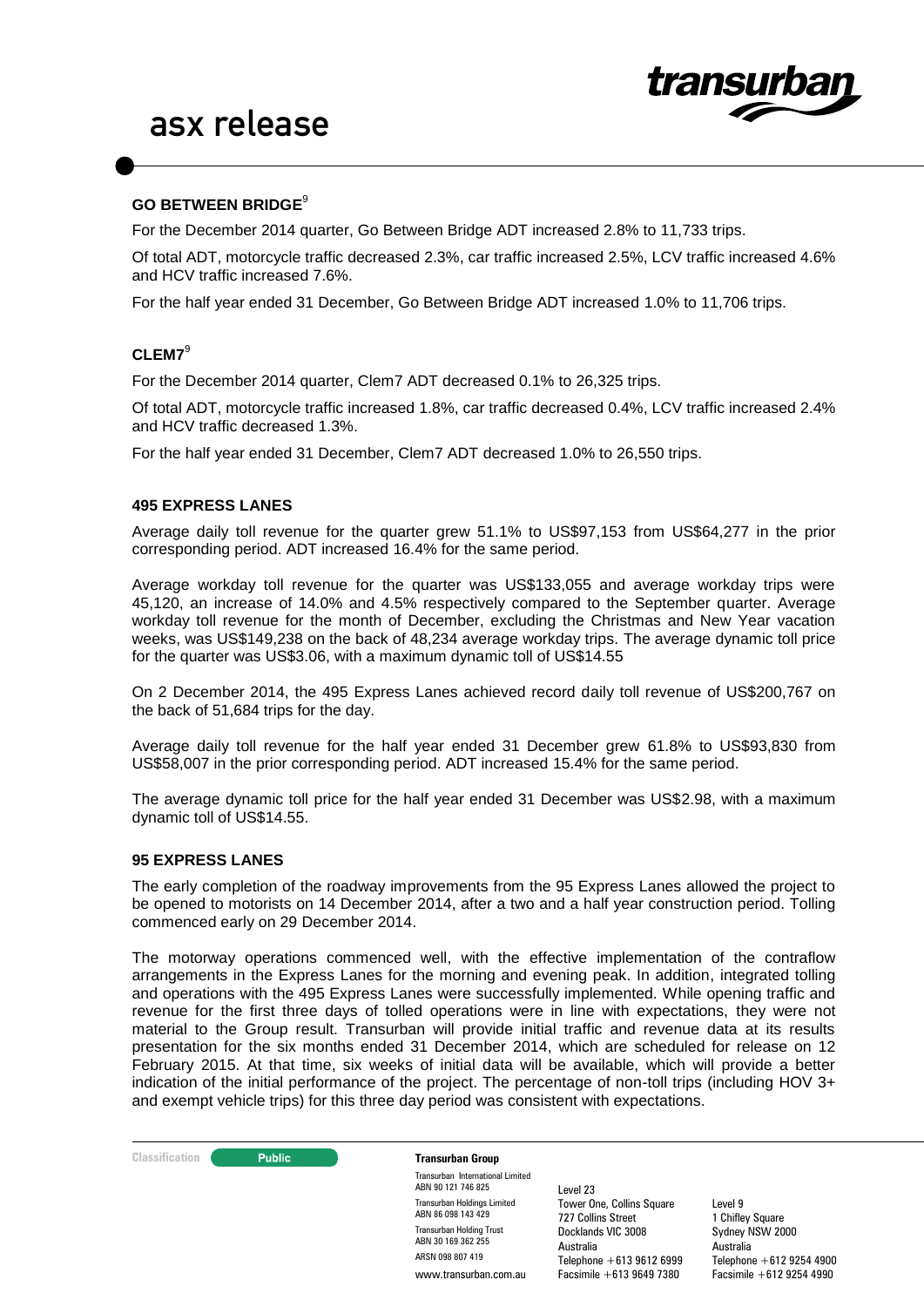### GO BETWEEN BRIDGE[9]

For the December 2014 quarter, Go Between Bridge ADT increased 2.8% to 11,733 trips.

Of total ADT, motorcycle traffic decreased 2.3%, car traffic increased 2.5%, LCV traffic increased 4.6% and HCV traffic increased 7.6%.

For the half year ended 31 December, Go Between Bridge ADT increased 1.0% to 11,706 trips.

### CLEM7[9]

For the December 2014 quarter, Clem7 ADT decreased 0.1% to 26,325 trips.

Of total ADT, motorcycle traffic increased 1.8%, car traffic decreased 0.4%, LCV traffic increased 2.4% and HCV traffic decreased 1.3%.

For the half year ended 31 December, Clem7 ADT decreased 1.0% to 26,550 trips.

### 495 EXPRESS LANES

Average daily toll revenue for the quarter grew 51.1% to US$97,153 from US$64,277 in the prior corresponding period. ADT increased 16.4% for the same period.

Average workday toll revenue for the quarter was US$133,055 and average workday trips were 45,120, an increase of 14.0% and 4.5% respectively compared to the September quarter. Average workday toll revenue for the month of December, excluding the Christmas and New Year vacation weeks, was US$149,238 on the back of 48,234 average workday trips. The average dynamic toll price for the quarter was US$3.06, with a maximum dynamic toll of US$14.55

On 2 December 2014, the 495 Express Lanes achieved record daily toll revenue of US$200,767 on the back of 51,684 trips for the day.

Average daily toll revenue for the half year ended 31 December grew 61.8% to US$93,830 from US$58,007 in the prior corresponding period. ADT increased 15.4% for the same period.

The average dynamic toll price for the half year ended 31 December was US$2.98, with a maximum dynamic toll of US$14.55.

### 95 EXPRESS LANES

The early completion of the roadway improvements from the 95 Express Lanes allowed the project to be opened to motorists on 14 December 2014, after a two and a half year construction period. Tolling commenced early on 29 December 2014.

The motorway operations commenced well, with the effective implementation of the contraflow arrangements in the Express Lanes for the morning and evening peak. In addition, integrated tolling and operations with the 495 Express Lanes were successfully implemented. While opening traffic and revenue for the first three days of tolled operations were in line with expectations, they were not material to the Group result. Transurban will provide initial traffic and revenue data at its results presentation for the six months ended 31 December 2014, which are scheduled for release on 12 February 2015. At that time, six weeks of initial data will be available, which will provide a better indication of the initial performance of the project. The percentage of non-toll trips (including HOV 3+ and exempt vehicle trips) for this three day period was consistent with expectations.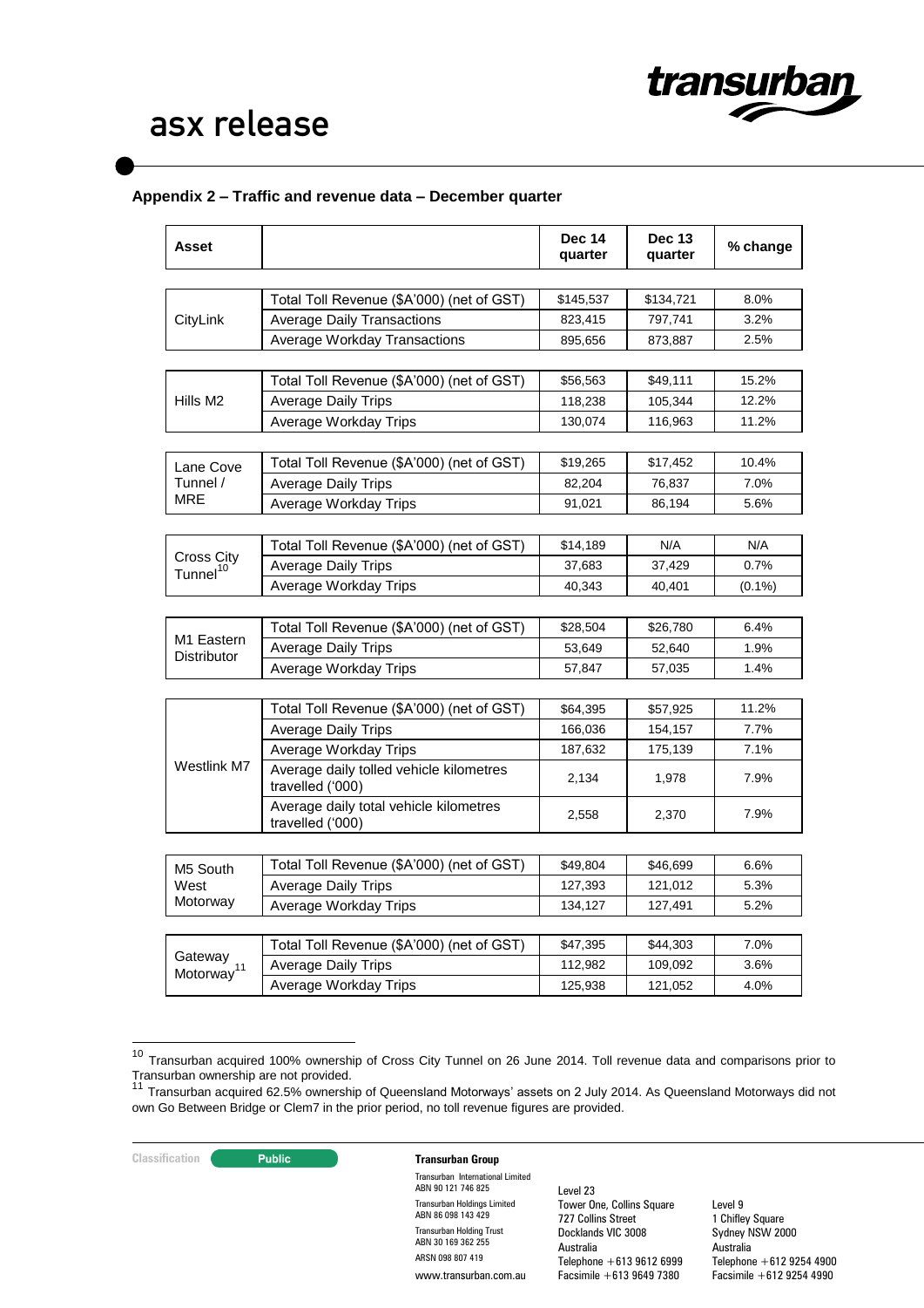## Appendix 2 – Traffic and revenue data – December quarter

| Asset | | Dec 14 quarter | Dec 13 quarter | % change |
|---|---|---|---|---|
| CityLink | Total Toll Revenue ($A'000) (net of GST) | $145,537 | $134,721 | 8.0% |
| | Average Daily Transactions | 823,415 | 797,741 | 3.2% |
| | Average Workday Transactions | 895,656 | 873,887 | 2.5% |
| Hills M2 | Total Toll Revenue ($A'000) (net of GST) | $56,563 | $49,111 | 15.2% |
| | Average Daily Trips | 118,238 | 105,344 | 12.2% |
| | Average Workday Trips | 130,074 | 116,963 | 11.2% |
| Lane Cove Tunnel / MRE | Total Toll Revenue ($A'000) (net of GST) | $19,265 | $17,452 | 10.4% |
| | Average Daily Trips | 82,204 | 76,837 | 7.0% |
| | Average Workday Trips | 91,021 | 86,194 | 5.6% |
| Cross City Tunnel[10] | Total Toll Revenue ($A'000) (net of GST) | $14,189 | N/A | N/A |
| | Average Daily Trips | 37,683 | 37,429 | 0.7% |
| | Average Workday Trips | 40,343 | 40,401 | (0.1%) |
| M1 Eastern Distributor | Total Toll Revenue ($A'000) (net of GST) | $28,504 | $26,780 | 6.4% |
| | Average Daily Trips | 53,649 | 52,640 | 1.9% |
| | Average Workday Trips | 57,847 | 57,035 | 1.4% |
| Westlink M7 | Total Toll Revenue ($A'000) (net of GST) | $64,395 | $57,925 | 11.2% |
| | Average Daily Trips | 166,036 | 154,157 | 7.7% |
| | Average Workday Trips | 187,632 | 175,139 | 7.1% |
| | Average daily tolled vehicle kilometres travelled ('000) | 2,134 | 1,978 | 7.9% |
| | Average daily total vehicle kilometres travelled ('000) | 2,558 | 2,370 | 7.9% |
| M5 South West Motorway | Total Toll Revenue ($A'000) (net of GST) | $49,804 | $46,699 | 6.6% |
| | Average Daily Trips | 127,393 | 121,012 | 5.3% |
| | Average Workday Trips | 134,127 | 127,491 | 5.2% |
| Gateway Motorway[11] | Total Toll Revenue ($A'000) (net of GST) | $47,395 | $44,303 | 7.0% |
| | Average Daily Trips | 112,982 | 109,092 | 3.6% |
| | Average Workday Trips | 125,938 | 121,052 | 4.0% |

[10] Transurban acquired 100% ownership of Cross City Tunnel on 26 June 2014. Toll revenue data and comparisons prior to Transurban ownership are not provided.

[11] Transurban acquired 62.5% ownership of Queensland Motorways' assets on 2 July 2014. As Queensland Motorways did not own Go Between Bridge or Clem7 in the prior period, no toll revenue figures are provided.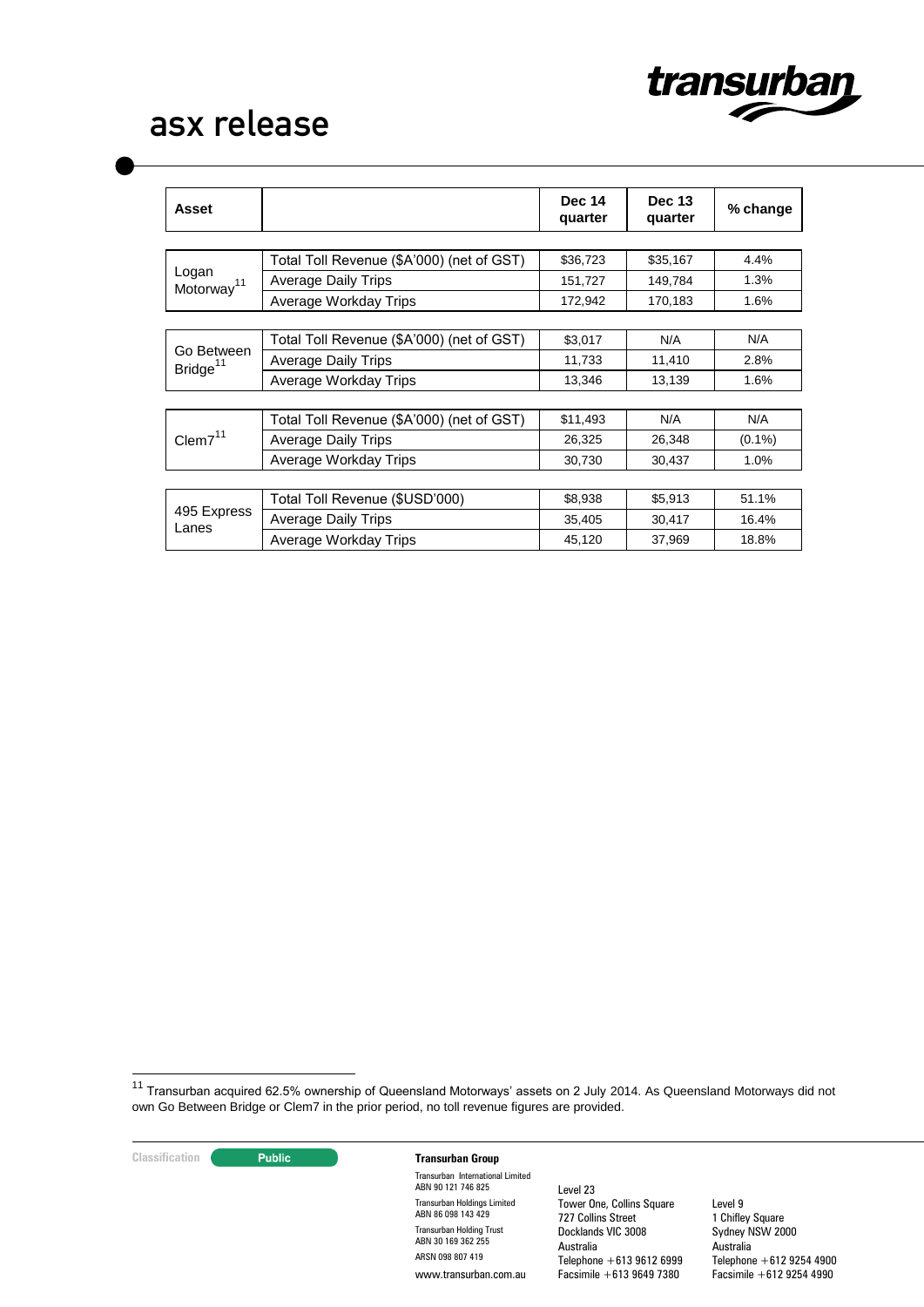| Asset | | Dec 14 quarter | Dec 13 quarter | % change |
|---|---|---|---|---|
| Logan Motorway[11] | Total Toll Revenue ($A'000) (net of GST) | $36,723 | $35,167 | 4.4% |
| | Average Daily Trips | 151,727 | 149,784 | 1.3% |
| | Average Workday Trips | 172,942 | 170,183 | 1.6% |
| Go Between Bridge[11] | Total Toll Revenue ($A'000) (net of GST) | $3,017 | N/A | N/A |
| | Average Daily Trips | 11,733 | 11,410 | 2.8% |
| | Average Workday Trips | 13,346 | 13,139 | 1.6% |
| Clem7[11] | Total Toll Revenue ($A'000) (net of GST) | $11,493 | N/A | N/A |
| | Average Daily Trips | 26,325 | 26,348 | (0.1%) |
| | Average Workday Trips | 30,730 | 30,437 | 1.0% |
| 495 Express Lanes | Total Toll Revenue ($USD'000) | $8,938 | $5,913 | 51.1% |
| | Average Daily Trips | 35,405 | 30,417 | 16.4% |
| | Average Workday Trips | 45,120 | 37,969 | 18.8% |

[11] Transurban acquired 62.5% ownership of Queensland Motorways' assets on 2 July 2014. As Queensland Motorways did not own Go Between Bridge or Clem7 in the prior period, no toll revenue figures are provided.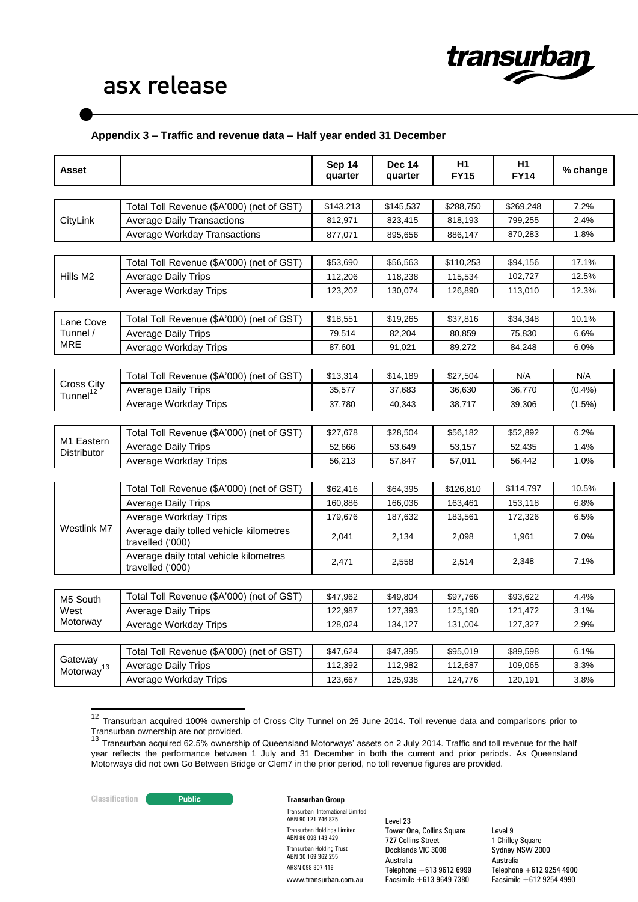## Appendix 3 – Traffic and revenue data – Half year ended 31 December

| Asset | | Sep 14 quarter | Dec 14 quarter | H1 FY15 | H1 FY14 | % change |
|---|---|---|---|---|---|---|
| CityLink | Total Toll Revenue ($A'000) (net of GST) | $143,213 | $145,537 | $288,750 | $269,248 | 7.2% |
| | Average Daily Transactions | 812,971 | 823,415 | 818,193 | 799,255 | 2.4% |
| | Average Workday Transactions | 877,071 | 895,656 | 886,147 | 870,283 | 1.8% |
| Hills M2 | Total Toll Revenue ($A'000) (net of GST) | $53,690 | $56,563 | $110,253 | $94,156 | 17.1% |
| | Average Daily Trips | 112,206 | 118,238 | 115,534 | 102,727 | 12.5% |
| | Average Workday Trips | 123,202 | 130,074 | 126,890 | 113,010 | 12.3% |
| Lane Cove Tunnel / MRE | Total Toll Revenue ($A'000) (net of GST) | $18,551 | $19,265 | $37,816 | $34,348 | 10.1% |
| | Average Daily Trips | 79,514 | 82,204 | 80,859 | 75,830 | 6.6% |
| | Average Workday Trips | 87,601 | 91,021 | 89,272 | 84,248 | 6.0% |
| Cross City Tunnel[12] | Total Toll Revenue ($A'000) (net of GST) | $13,314 | $14,189 | $27,504 | N/A | N/A |
| | Average Daily Trips | 35,577 | 37,683 | 36,630 | 36,770 | (0.4%) |
| | Average Workday Trips | 37,780 | 40,343 | 38,717 | 39,306 | (1.5%) |
| M1 Eastern Distributor | Total Toll Revenue ($A'000) (net of GST) | $27,678 | $28,504 | $56,182 | $52,892 | 6.2% |
| | Average Daily Trips | 52,666 | 53,649 | 53,157 | 52,435 | 1.4% |
| | Average Workday Trips | 56,213 | 57,847 | 57,011 | 56,442 | 1.0% |
| Westlink M7 | Total Toll Revenue ($A'000) (net of GST) | $62,416 | $64,395 | $126,810 | $114,797 | 10.5% |
| | Average Daily Trips | 160,886 | 166,036 | 163,461 | 153,118 | 6.8% |
| | Average Workday Trips | 179,676 | 187,632 | 183,561 | 172,326 | 6.5% |
| | Average daily tolled vehicle kilometres travelled ('000) | 2,041 | 2,134 | 2,098 | 1,961 | 7.0% |
| | Average daily total vehicle kilometres travelled ('000) | 2,471 | 2,558 | 2,514 | 2,348 | 7.1% |
| M5 South West Motorway | Total Toll Revenue ($A'000) (net of GST) | $47,962 | $49,804 | $97,766 | $93,622 | 4.4% |
| | Average Daily Trips | 122,987 | 127,393 | 125,190 | 121,472 | 3.1% |
| | Average Workday Trips | 128,024 | 134,127 | 131,004 | 127,327 | 2.9% |
| Gateway Motorway[13] | Total Toll Revenue ($A'000) (net of GST) | $47,624 | $47,395 | $95,019 | $89,598 | 6.1% |
| | Average Daily Trips | 112,392 | 112,982 | 112,687 | 109,065 | 3.3% |
| | Average Workday Trips | 123,667 | 125,938 | 124,776 | 120,191 | 3.8% |

[12] Transurban acquired 100% ownership of Cross City Tunnel on 26 June 2014. Toll revenue data and comparisons prior to Transurban ownership are not provided.

[13] Transurban acquired 62.5% ownership of Queensland Motorways' assets on 2 July 2014. Traffic and toll revenue for the half year reflects the performance between 1 July and 31 December in both the current and prior periods. As Queensland Motorways did not own Go Between Bridge or Clem7 in the prior period, no toll revenue figures are provided.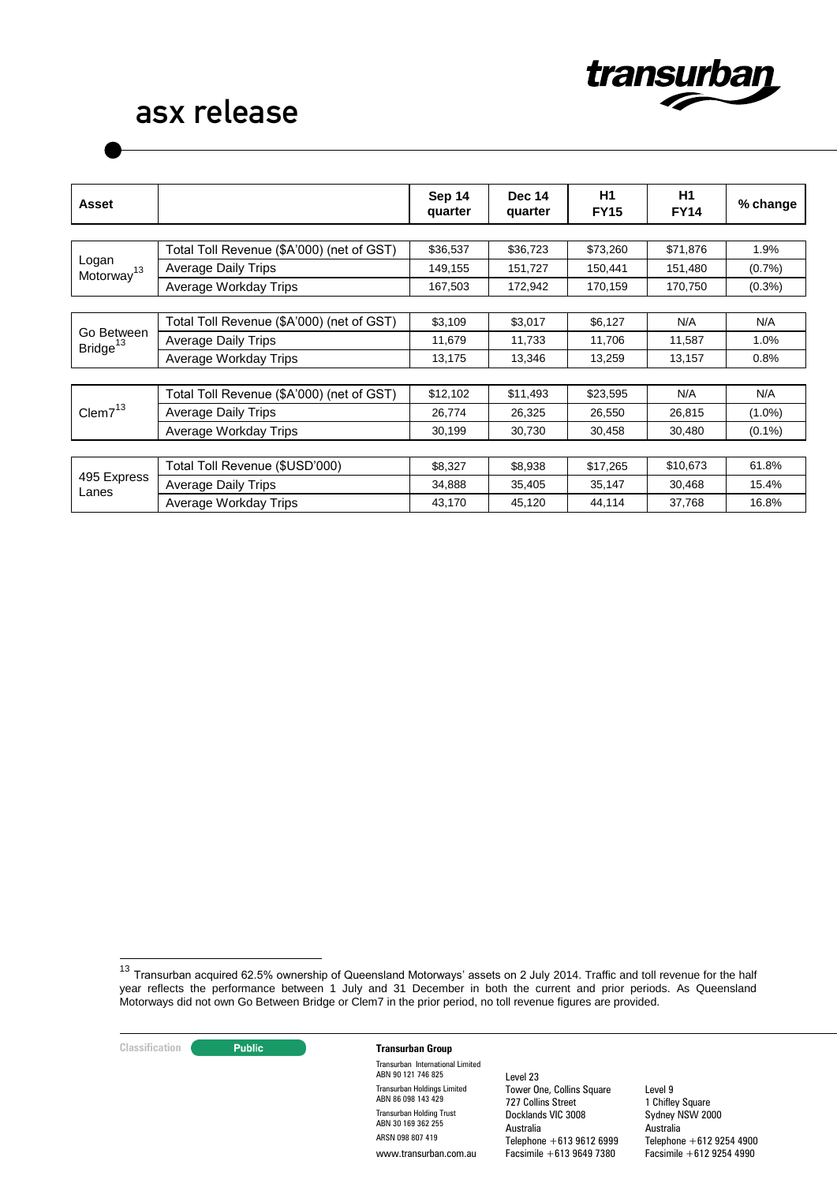| Asset | | Sep 14 quarter | Dec 14 quarter | H1 FY15 | H1 FY14 | % change |
|---|---|---|---|---|---|---|
| Logan Motorway[13] | Total Toll Revenue ($A'000) (net of GST) | $36,537 | $36,723 | $73,260 | $71,876 | 1.9% |
| | Average Daily Trips | 149,155 | 151,727 | 150,441 | 151,480 | (0.7%) |
| | Average Workday Trips | 167,503 | 172,942 | 170,159 | 170,750 | (0.3%) |
| Go Between Bridge[13] | Total Toll Revenue ($A'000) (net of GST) | $3,109 | $3,017 | $6,127 | N/A | N/A |
| | Average Daily Trips | 11,679 | 11,733 | 11,706 | 11,587 | 1.0% |
| | Average Workday Trips | 13,175 | 13,346 | 13,259 | 13,157 | 0.8% |
| Clem7[13] | Total Toll Revenue ($A'000) (net of GST) | $12,102 | $11,493 | $23,595 | N/A | N/A |
| | Average Daily Trips | 26,774 | 26,325 | 26,550 | 26,815 | (1.0%) |
| | Average Workday Trips | 30,199 | 30,730 | 30,458 | 30,480 | (0.1%) |
| 495 Express Lanes | Total Toll Revenue ($USD'000) | $8,327 | $8,938 | $17,265 | $10,673 | 61.8% |
| | Average Daily Trips | 34,888 | 35,405 | 35,147 | 30,468 | 15.4% |
| | Average Workday Trips | 43,170 | 45,120 | 44,114 | 37,768 | 16.8% |

[13] Transurban acquired 62.5% ownership of Queensland Motorways' assets on 2 July 2014. Traffic and toll revenue for the half year reflects the performance between 1 July and 31 December in both the current and prior periods. As Queensland Motorways did not own Go Between Bridge or Clem7 in the prior period, no toll revenue figures are provided.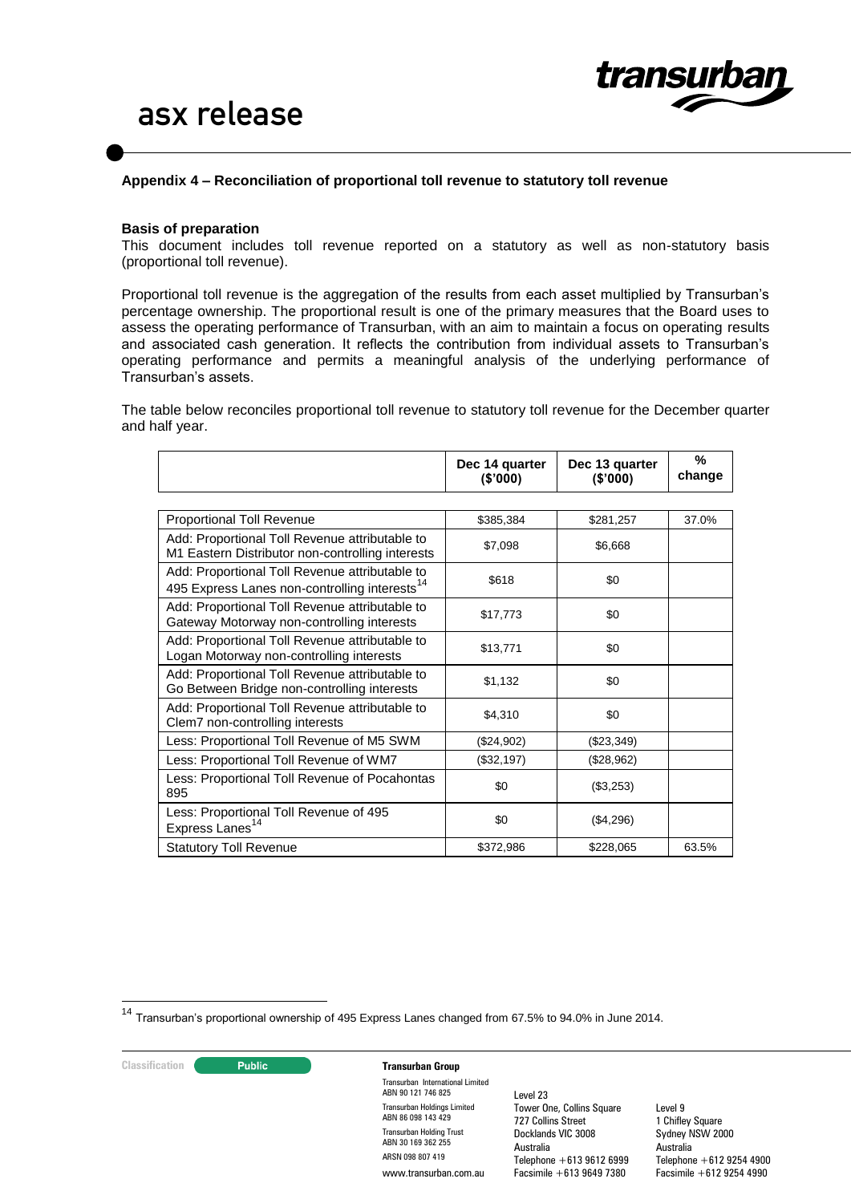**Appendix 4 – Reconciliation of proportional toll revenue to statutory toll revenue**

**Basis of preparation**

This document includes toll revenue reported on a statutory as well as non-statutory basis (proportional toll revenue).

Proportional toll revenue is the aggregation of the results from each asset multiplied by Transurban's percentage ownership. The proportional result is one of the primary measures that the Board uses to assess the operating performance of Transurban, with an aim to maintain a focus on operating results and associated cash generation. It reflects the contribution from individual assets to Transurban's operating performance and permits a meaningful analysis of the underlying performance of Transurban's assets.

The table below reconciles proportional toll revenue to statutory toll revenue for the December quarter and half year.

| | Dec 14 quarter ($'000) | Dec 13 quarter ($'000) | % change |
|---|---|---|---|
| Proportional Toll Revenue | $385,384 | $281,257 | 37.0% |
| Add: Proportional Toll Revenue attributable to M1 Eastern Distributor non-controlling interests | $7,098 | $6,668 | |
| Add: Proportional Toll Revenue attributable to 495 Express Lanes non-controlling interests[14] | $618 | $0 | |
| Add: Proportional Toll Revenue attributable to Gateway Motorway non-controlling interests | $17,773 | $0 | |
| Add: Proportional Toll Revenue attributable to Logan Motorway non-controlling interests | $13,771 | $0 | |
| Add: Proportional Toll Revenue attributable to Go Between Bridge non-controlling interests | $1,132 | $0 | |
| Add: Proportional Toll Revenue attributable to Clem7 non-controlling interests | $4,310 | $0 | |
| Less: Proportional Toll Revenue of M5 SWM | ($24,902) | ($23,349) | |
| Less: Proportional Toll Revenue of WM7 | ($32,197) | ($28,962) | |
| Less: Proportional Toll Revenue of Pocahontas 895 | $0 | ($3,253) | |
| Less: Proportional Toll Revenue of 495 Express Lanes[14] | $0 | ($4,296) | |
| Statutory Toll Revenue | $372,986 | $228,065 | 63.5% |

[14] Transurban's proportional ownership of 495 Express Lanes changed from 67.5% to 94.0% in June 2014.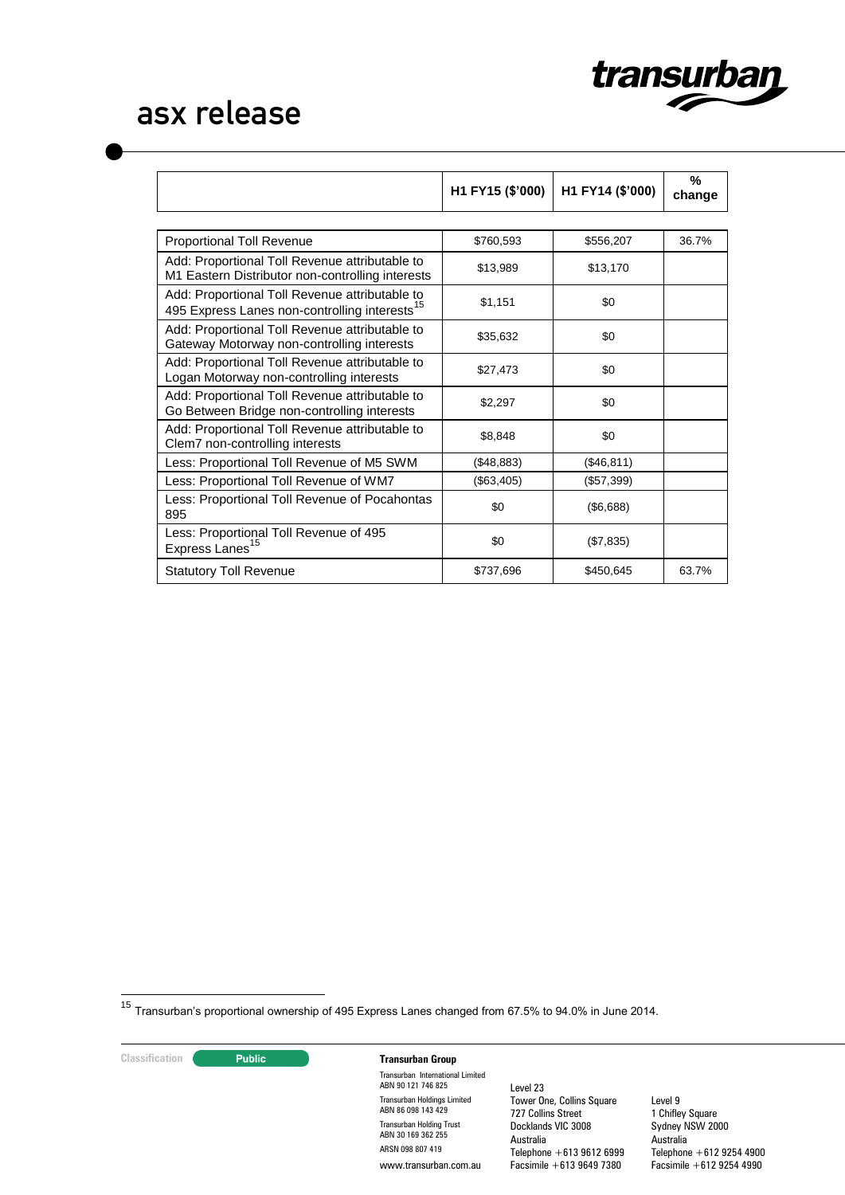| | H1 FY15 ($'000) | H1 FY14 ($'000) | % change |
|---|---|---|---|
| Proportional Toll Revenue | $760,593 | $556,207 | 36.7% |
| Add: Proportional Toll Revenue attributable to M1 Eastern Distributor non-controlling interests | $13,989 | $13,170 | |
| Add: Proportional Toll Revenue attributable to 495 Express Lanes non-controlling interests[15] | $1,151 | $0 | |
| Add: Proportional Toll Revenue attributable to Gateway Motorway non-controlling interests | $35,632 | $0 | |
| Add: Proportional Toll Revenue attributable to Logan Motorway non-controlling interests | $27,473 | $0 | |
| Add: Proportional Toll Revenue attributable to Go Between Bridge non-controlling interests | $2,297 | $0 | |
| Add: Proportional Toll Revenue attributable to Clem7 non-controlling interests | $8,848 | $0 | |
| Less: Proportional Toll Revenue of M5 SWM | ($48,883) | ($46,811) | |
| Less: Proportional Toll Revenue of WM7 | ($63,405) | ($57,399) | |
| Less: Proportional Toll Revenue of Pocahontas 895 | $0 | ($6,688) | |
| Less: Proportional Toll Revenue of 495 Express Lanes[15] | $0 | ($7,835) | |
| Statutory Toll Revenue | $737,696 | $450,645 | 63.7% |

[15] Transurban's proportional ownership of 495 Express Lanes changed from 67.5% to 94.0% in June 2014.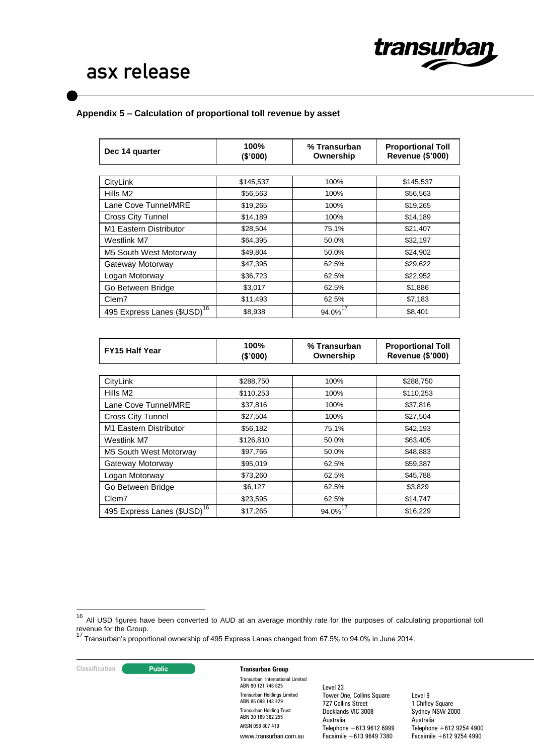## Appendix 5 – Calculation of proportional toll revenue by asset

| Dec 14 quarter | 100% ($'000) | % Transurban Ownership | Proportional Toll Revenue ($'000) |
|---|---|---|---|
| CityLink | $145,537 | 100% | $145,537 |
| Hills M2 | $56,563 | 100% | $56,563 |
| Lane Cove Tunnel/MRE | $19,265 | 100% | $19,265 |
| Cross City Tunnel | $14,189 | 100% | $14,189 |
| M1 Eastern Distributor | $28,504 | 75.1% | $21,407 |
| Westlink M7 | $64,395 | 50.0% | $32,197 |
| M5 South West Motorway | $49,804 | 50.0% | $24,902 |
| Gateway Motorway | $47,395 | 62.5% | $29,622 |
| Logan Motorway | $36,723 | 62.5% | $22,952 |
| Go Between Bridge | $3,017 | 62.5% | $1,886 |
| Clem7 | $11,493 | 62.5% | $7,183 |
| 495 Express Lanes ($USD)[16] | $8,938 | 94.0%[17] | $8,401 |

| FY15 Half Year | 100% ($'000) | % Transurban Ownership | Proportional Toll Revenue ($'000) |
|---|---|---|---|
| CityLink | $288,750 | 100% | $288,750 |
| Hills M2 | $110,253 | 100% | $110,253 |
| Lane Cove Tunnel/MRE | $37,816 | 100% | $37,816 |
| Cross City Tunnel | $27,504 | 100% | $27,504 |
| M1 Eastern Distributor | $56,182 | 75.1% | $42,193 |
| Westlink M7 | $126,810 | 50.0% | $63,405 |
| M5 South West Motorway | $97,766 | 50.0% | $48,883 |
| Gateway Motorway | $95,019 | 62.5% | $59,387 |
| Logan Motorway | $73,260 | 62.5% | $45,788 |
| Go Between Bridge | $6,127 | 62.5% | $3,829 |
| Clem7 | $23,595 | 62.5% | $14,747 |
| 495 Express Lanes ($USD)[16] | $17,265 | 94.0%[17] | $16,229 |

[16] All USD figures have been converted to AUD at an average monthly rate for the purposes of calculating proportional toll revenue for the Group.

[17] Transurban's proportional ownership of 495 Express Lanes changed from 67.5% to 94.0% in June 2014.